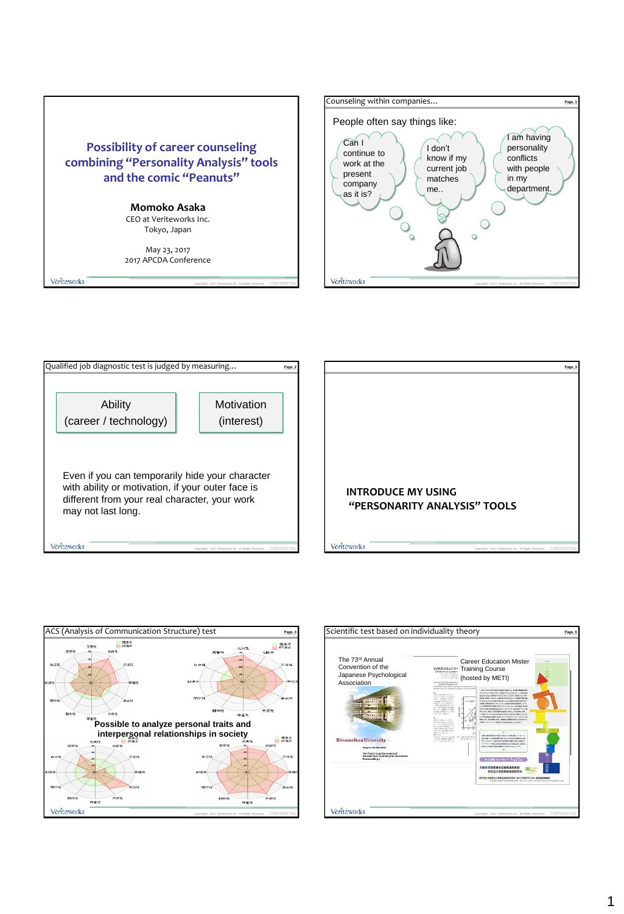# Possibility of career counseling combining "Personality Analysis" tools and the comic "Peanuts"

**Momoko Asaka**
CEO at Veriteworks Inc.
Tokyo, Japan

May 23, 2017
2017 APCDA Conference

---

## Counseling within companies…

People often say things like:

- Can I continue to work at the present company as it is?
- I don't know if my current job matches me..
- I am having personality conflicts with people in my department.

---

## Qualified job diagnostic test is judged by measuring…

| Ability (career / technology) | Motivation (interest) |
|---|---|

Even if you can temporarily hide your character with ability or motivation, if your outer face is different from your real character, your work may not last long.

---

## INTRODUCE MY USING "PERSONARITY ANALYSIS" TOOLS

---

## ACS (Analysis of Communication Structure) test

Possible to analyze personal traits and interpersonal relationships in society

---

## Scientific test based on individuality theory

The 73rd Annual Convention of the Japanese Psychological Association

Career Education Mister Training Course (hosted by METI)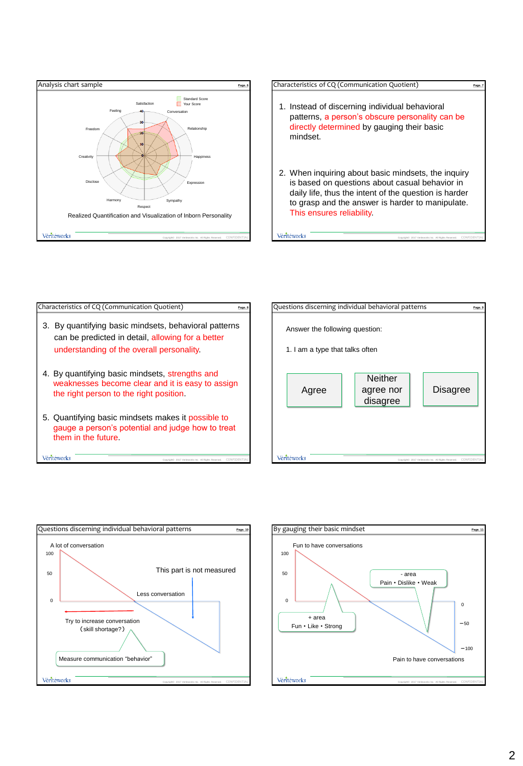## Analysis chart sample

Standard Score
Your Score

Satisfaction, Conversation, Relationship, Happiness, Expression, Sympathy, Respect, Harmony, Disclose, Creativity, Freedom, Feeling

40
30
20
10
0

Realized Quantification and Visualization of Inborn Personality

## Characteristics of CQ (Communication Quotient)

1. Instead of discerning individual behavioral patterns, a person's obscure personality can be directly determined by gauging their basic mindset.

2. When inquiring about basic mindsets, the inquiry is based on questions about casual behavior in daily life, thus the intent of the question is harder to grasp and the answer is harder to manipulate. This ensures reliability.

## Characteristics of CQ (Communication Quotient)

3. By quantifying basic mindsets, behavioral patterns can be predicted in detail, allowing for a better understanding of the overall personality.

4. By quantifying basic mindsets, strengths and weaknesses become clear and it is easy to assign the right person to the right position.

5. Quantifying basic mindsets makes it possible to gauge a person's potential and judge how to treat them in the future.

## Questions discerning individual behavioral patterns

Answer the following question:

1. I am a type that talks often

Agree | Neither agree nor disagree | Disagree

## Questions discerning individual behavioral patterns

A lot of conversation

100
50
0

This part is not measured

Less conversation

Try to increase conversation
（skill shortage?）

Measure communication "behavior"

## By gauging their basic mindset

Fun to have conversations

100
50
0

- area
Pain • Dislike • Weak

+ area
Fun • Like • Strong

0
−50
−100

Pain to have conversations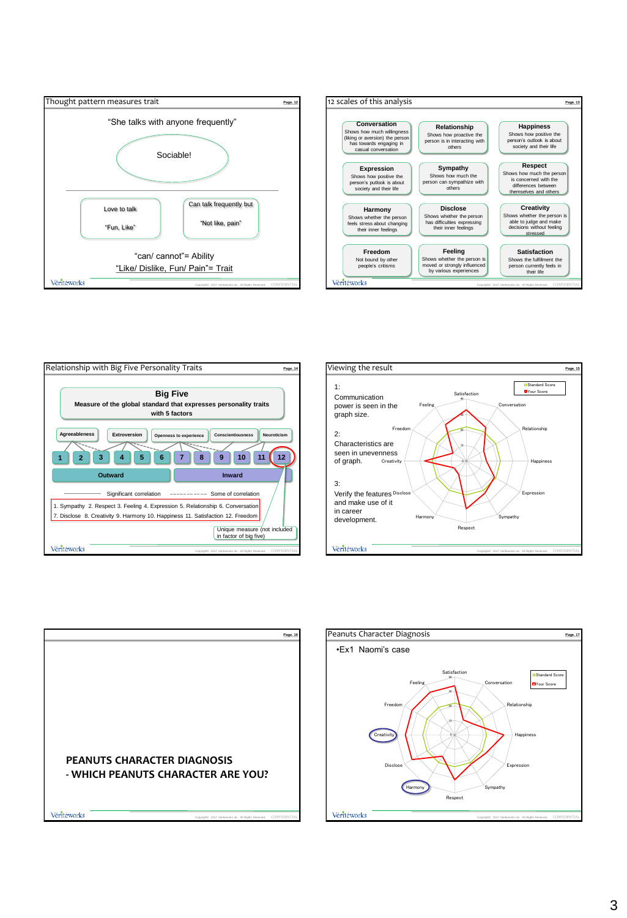## Thought pattern measures trait

"She talks with anyone frequently"

Sociable!

Love to talk

"Fun, Like"

Can talk frequently but

"Not like, pain"

"can/ cannot"= Ability

"Like/ Dislike, Fun/ Pain"= Trait

## 12 scales of this analysis

| | | |
|---|---|---|
| **Conversation** Shows how much willingness (liking or aversion) the person has towards engaging in casual conversation | **Relationship** Shows how proactive the person is in interacting with others | **Happiness** Shows how positive the person's outlook is about society and their life |
| **Expression** Shows how positive the person's putlook is about society and their life | **Sympathy** Shows how much the person can sympathize with others | **Respect** Shows how much the person is concerned with the differences between themselves and others |
| **Harmony** Shows whether the person feels stress about changing their inner feelings | **Disclose** Shows whether the person has difficulties expressing their inner feelings | **Creativity** Shows whether the person is able to judge and make decisions without feeling stressed |
| **Freedom** Not bound by other people's critisms | **Feeling** Shows whether the person is moved or strongly influenced by various experiences | **Satisfaction** Shows the fulfillment the person currently feels in their life |

## Relationship with Big Five Personality Traits

**Big Five**
**Measure of the global standard that expresses personality traits with 5 factors**

Agreeableness | Extroversion | Openness to experience | Conscientiousness | Neuroticism

1 2 3 4 5 6 7 8 9 10 11 12

Outward | Inward

Significant correlation — Some of correlation

1. Sympathy 2. Respect 3. Feeling 4. Expression 5. Relationship 6. Conversation
7. Disclose 8. Creativity 9. Harmony 10. Happiness 11. Satisfaction 12. Freedom

Unique measure (not included in factor of big five)

## Viewing the result

1: Communication power is seen in the graph size.

2: Characteristics are seen in unevenness of graph.

3: Verify the features and make use of it in career development.

Standard Score / Your Score

Satisfaction, Conversation, Relationship, Happiness, Expression, Sympathy, Respect, Harmony, Disclose, Creativity, Freedom, Feeling

## PEANUTS CHARACTER DIAGNOSIS
## - WHICH PEANUTS CHARACTER ARE YOU?

## Peanuts Character Diagnosis

- Ex1 Naomi's case

Standard Score / Your Score

Satisfaction, Conversation, Relationship, Happiness, Expression, Sympathy, Respect, Harmony, Disclose, Creativity, Freedom, Feeling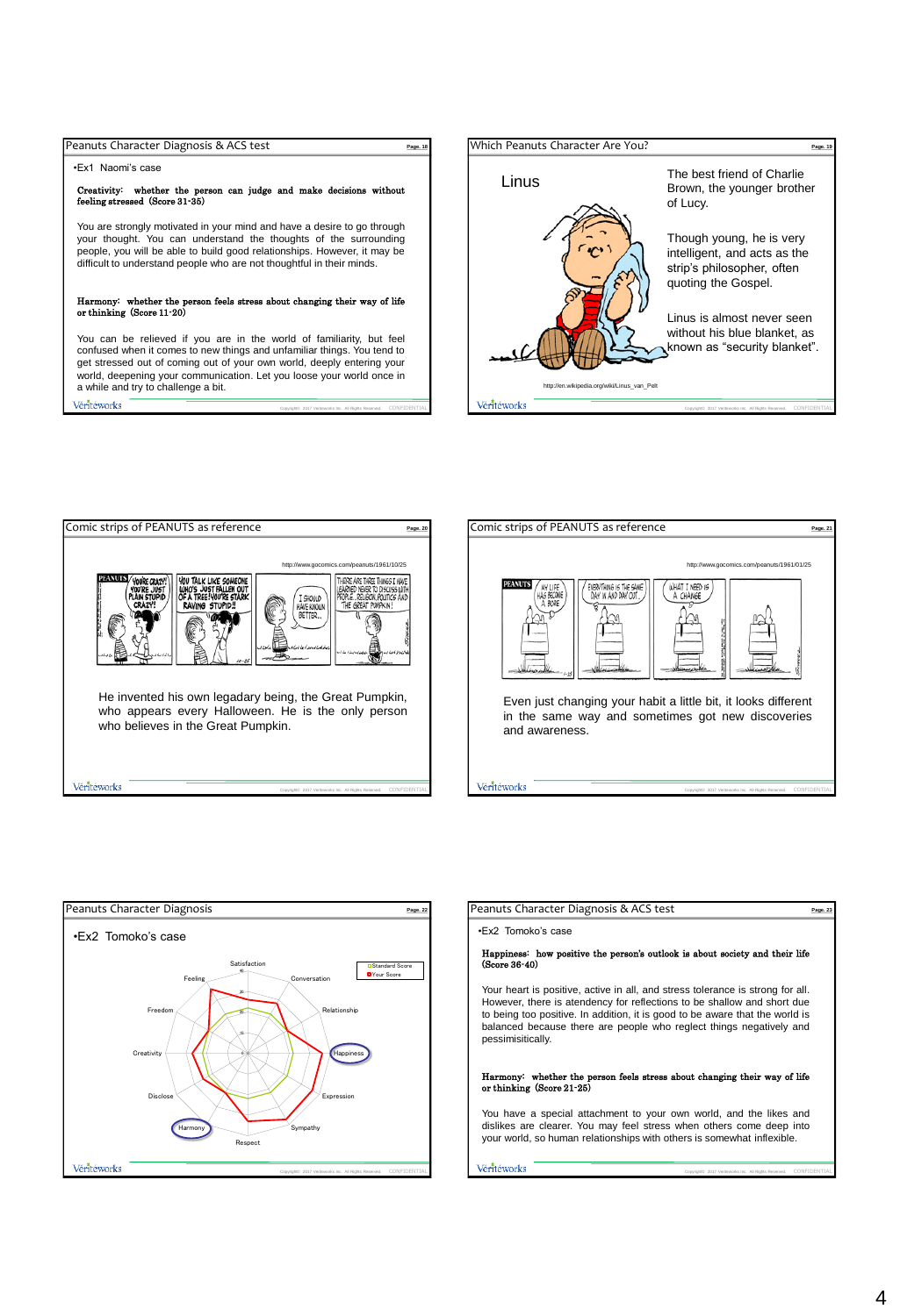## Peanuts Character Diagnosis & ACS test

•Ex1 Naomi's case

**Creativity: whether the person can judge and make decisions without feeling stressed (Score 31-35)**

You are strongly motivated in your mind and have a desire to go through your thought. You can understand the thoughts of the surrounding people, you will be able to build good relationships. However, it may be difficult to understand people who are not thoughtful in their minds.

**Harmony: whether the person feels stress about changing their way of life or thinking (Score 11-20)**

You can be relieved if you are in the world of familiarity, but feel confused when it comes to new things and unfamiliar things. You tend to get stressed out of coming out of your own world, deeply entering your world, deepening your communication. Let you loose your world once in a while and try to challenge a bit.

## Which Peanuts Character Are You?

Linus

The best friend of Charlie Brown, the younger brother of Lucy.

Though young, he is very intelligent, and acts as the strip's philosopher, often quoting the Gospel.

Linus is almost never seen without his blue blanket, as known as "security blanket".

http://en.wikipedia.org/wiki/Linus_van_Pelt

## Comic strips of PEANUTS as reference

http://www.gocomics.com/peanuts/1961/10/25

He invented his own legadary being, the Great Pumpkin, who appears every Halloween. He is the only person who believes in the Great Pumpkin.

## Comic strips of PEANUTS as reference

http://www.gocomics.com/peanuts/1961/01/25

Even just changing your habit a little bit, it looks different in the same way and sometimes got new discoveries and awareness.

## Peanuts Character Diagnosis

•Ex2 Tomoko's case

Standard Score / Your Score

Satisfaction, Conversation, Relationship, Happiness, Expression, Sympathy, Respect, Harmony, Disclose, Creativity, Freedom, Feeling

## Peanuts Character Diagnosis & ACS test

•Ex2 Tomoko's case

**Happiness: how positive the person's outlook is about society and their life (Score 36-40)**

Your heart is positive, active in all, and stress tolerance is strong for all. However, there is atendency for reflections to be shallow and short due to being too positive. In addition, it is good to be aware that the world is balanced because there are people who reglect things negatively and pessimisitically.

**Harmony: whether the person feels stress about changing their way of life or thinking (Score 21-25)**

You have a special attachment to your own world, and the likes and dislikes are clearer. You may feel stress when others come deep into your world, so human relationships with others is somewhat inflexible.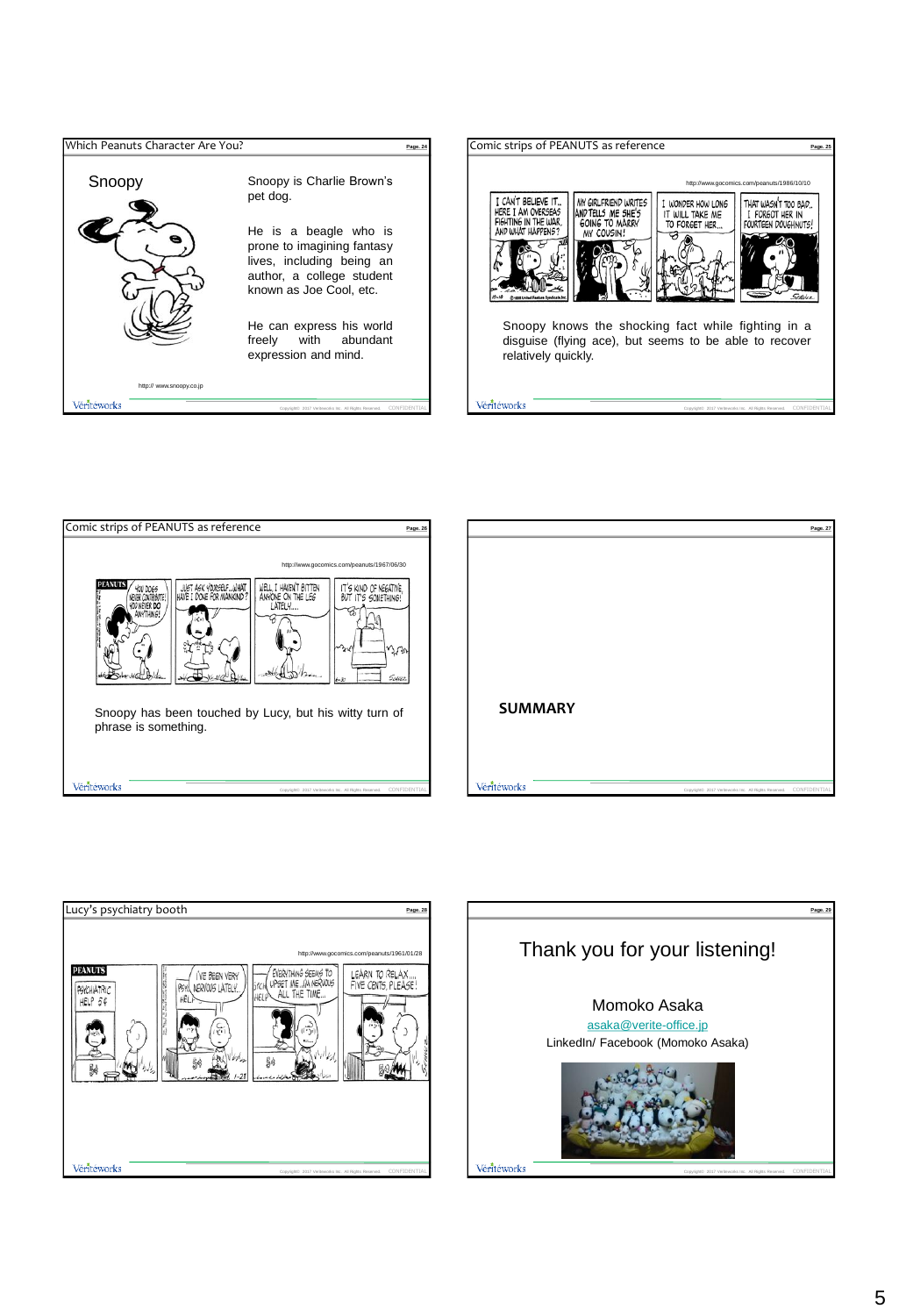## Which Peanuts Character Are You?

### Snoopy

Snoopy is Charlie Brown's pet dog.

He is a beagle who is prone to imagining fantasy lives, including being an author, a college student known as Joe Cool, etc.

He can express his world freely with abundant expression and mind.

http:// www.snoopy.co.jp

## Comic strips of PEANUTS as reference

http://www.gocomics.com/peanuts/1986/10/10

Snoopy knows the shocking fact while fighting in a disguise (flying ace), but seems to be able to recover relatively quickly.

## Comic strips of PEANUTS as reference

http://www.gocomics.com/peanuts/1967/06/30

Snoopy has been touched by Lucy, but his witty turn of phrase is something.

## SUMMARY

## Lucy's psychiatry booth

http://www.gocomics.com/peanuts/1961/01/28

## Thank you for your listening!

Momoko Asaka

asaka@verite-office.jp

LinkedIn/ Facebook (Momoko Asaka)